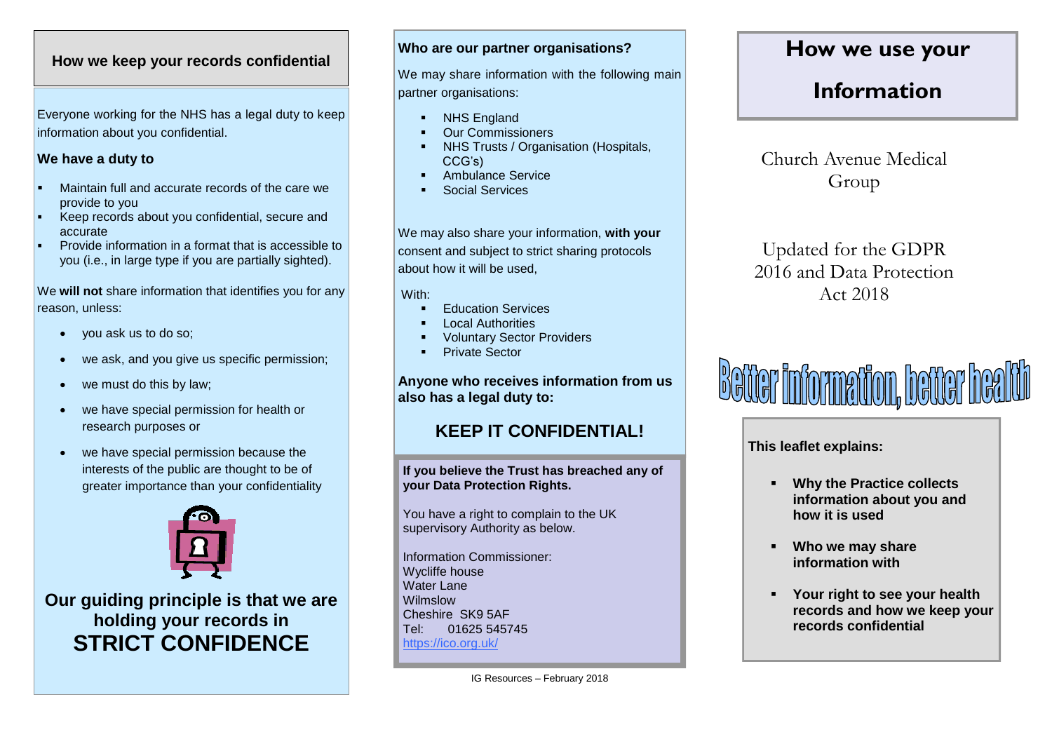## How we keep your records confidential

Everyone working for the NHS has a legal duty to keep information about you confidential.

**We have a duty to**

- Maintain full and accurate records of the care we provide to you
- Keep records about you confidential, secure and accurate
- Provide information in a format that is accessible to you (i.e., in large type if you are partially sighted).

We **will not** share information that identifies you for any reason, unless:

- you ask us to do so;
- we ask, and you give us specific permission;
- we must do this by law;
- we have special permission for health or research purposes or
- we have special permission because the interests of the public are thought to be of greater importance than your confidentiality

**Our guiding principle is that we are holding your records in STRICT CONFIDENCE**

**Who are our partner organisations?**

We may share information with the following main partner organisations:

- NHS England
- Our Commissioners
- NHS Trusts / Organisation (Hospitals, CCG's)
- Ambulance Service
- Social Services

We may also share your information, **with your** consent and subject to strict sharing protocols about how it will be used,

With:

- Education Services
- Local Authorities
- Voluntary Sector Providers
- Private Sector

**Anyone who receives information from us also has a legal duty to:**

## KEEP IT CONFIDENTIAL!

**If you believe the Trust has breached any of your Data Protection Rights.**

You have a right to complain to the UK supervisory Authority as below.

Information Commissioner:
Wycliffe house
Water Lane
Wilmslow
Cheshire SK9 5AF
Tel: 01625 545745
https://ico.org.uk/

IG Resources – February 2018

# How we use your Information

Church Avenue Medical Group

Updated for the GDPR 2016 and Data Protection Act 2018

Better information, better health

**This leaflet explains:**

- **Why the Practice collects information about you and how it is used**
- **Who we may share information with**
- **Your right to see your health records and how we keep your records confidential**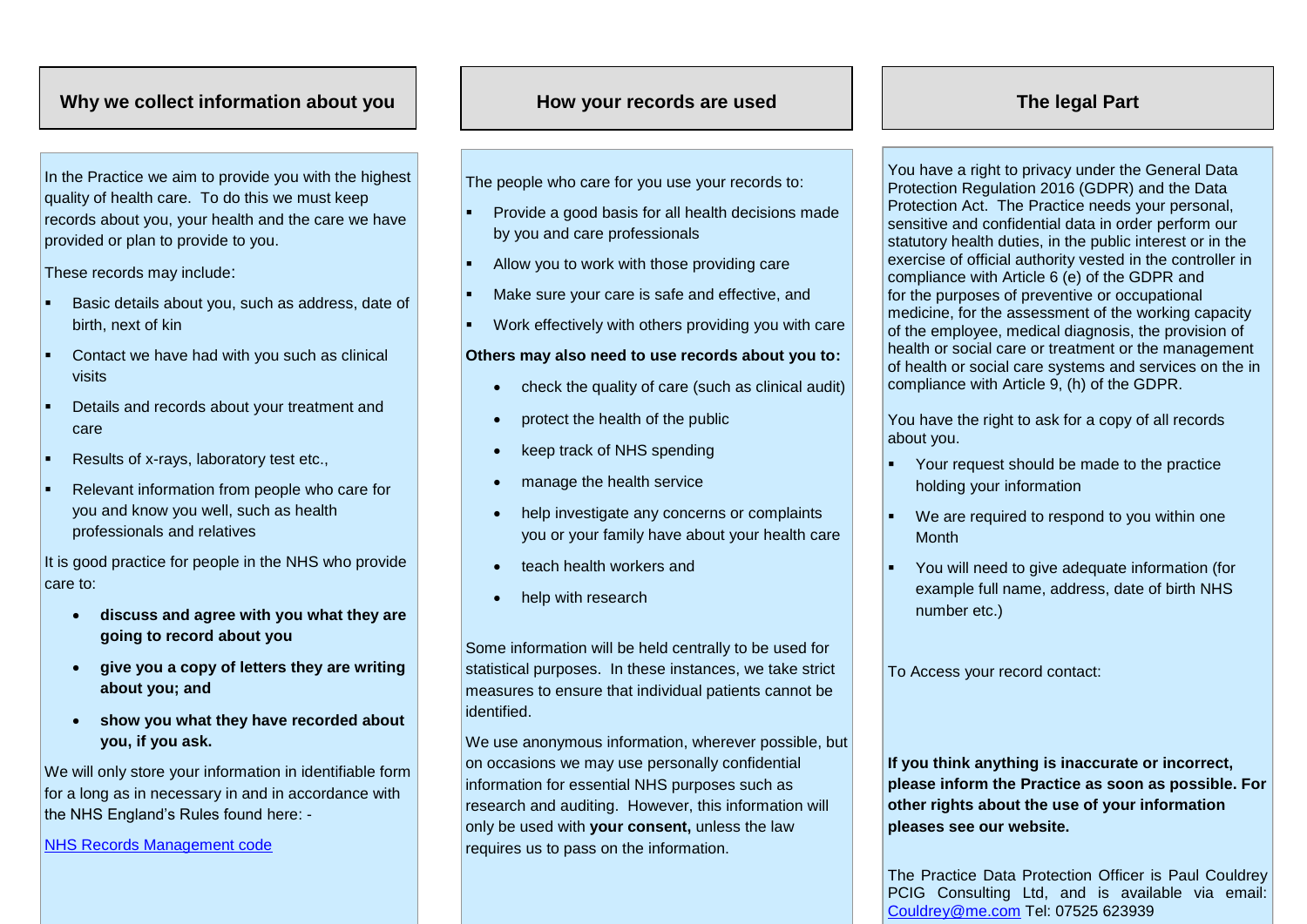## Why we collect information about you

In the Practice we aim to provide you with the highest quality of health care. To do this we must keep records about you, your health and the care we have provided or plan to provide to you.

These records may include:

- Basic details about you, such as address, date of birth, next of kin
- Contact we have had with you such as clinical visits
- Details and records about your treatment and care
- Results of x-rays, laboratory test etc.,
- Relevant information from people who care for you and know you well, such as health professionals and relatives

It is good practice for people in the NHS who provide care to:

- **discuss and agree with you what they are going to record about you**
- **give you a copy of letters they are writing about you; and**
- **show you what they have recorded about you, if you ask.**

We will only store your information in identifiable form for a long as in necessary in and in accordance with the NHS England's Rules found here: -

[NHS Records Management code]

## How your records are used

The people who care for you use your records to:

- Provide a good basis for all health decisions made by you and care professionals
- Allow you to work with those providing care
- Make sure your care is safe and effective, and
- Work effectively with others providing you with care

**Others may also need to use records about you to:**

- check the quality of care (such as clinical audit)
- protect the health of the public
- keep track of NHS spending
- manage the health service
- help investigate any concerns or complaints you or your family have about your health care
- teach health workers and
- help with research

Some information will be held centrally to be used for statistical purposes. In these instances, we take strict measures to ensure that individual patients cannot be identified.

We use anonymous information, wherever possible, but on occasions we may use personally confidential information for essential NHS purposes such as research and auditing. However, this information will only be used with **your consent,** unless the law requires us to pass on the information.

## The legal Part

You have a right to privacy under the General Data Protection Regulation 2016 (GDPR) and the Data Protection Act. The Practice needs your personal, sensitive and confidential data in order perform our statutory health duties, in the public interest or in the exercise of official authority vested in the controller in compliance with Article 6 (e) of the GDPR and for the purposes of preventive or occupational medicine, for the assessment of the working capacity of the employee, medical diagnosis, the provision of health or social care or treatment or the management of health or social care systems and services on the in compliance with Article 9, (h) of the GDPR.

You have the right to ask for a copy of all records about you.

- Your request should be made to the practice holding your information
- We are required to respond to you within one Month
- You will need to give adequate information (for example full name, address, date of birth NHS number etc.)

To Access your record contact:

**If you think anything is inaccurate or incorrect, please inform the Practice as soon as possible. For other rights about the use of your information pleases see our website.**

The Practice Data Protection Officer is Paul Couldrey PCIG Consulting Ltd, and is available via email: Couldrey@me.com Tel: 07525 623939